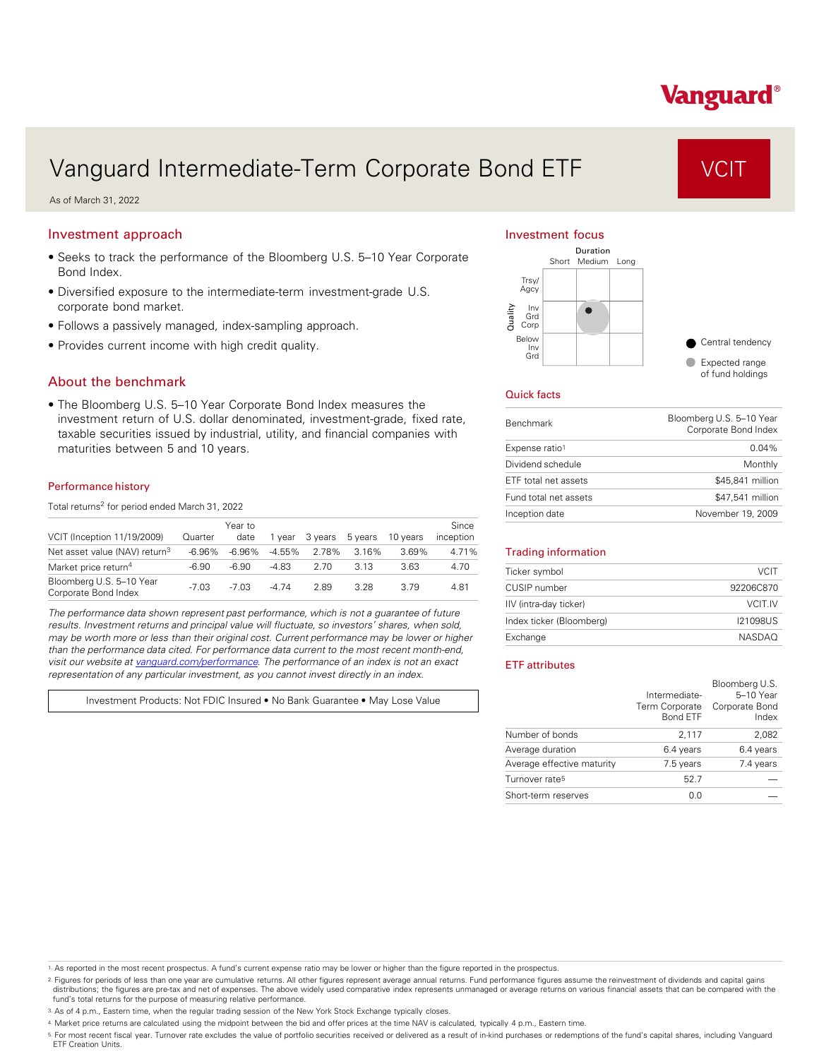# Vanguard Intermediate-Term Corporate Bond ETF

VCIT

As of March 31, 2022

## Investment approach

- Seeks to track the performance of the Bloomberg U.S. 5–10 Year Corporate Bond Index.
- Diversified exposure to the intermediate-term investment-grade U.S. corporate bond market.
- Follows a passively managed, index-sampling approach.
- Provides current income with high credit quality.

## About the benchmark

- The Bloomberg U.S. 5–10 Year Corporate Bond Index measures the investment return of U.S. dollar denominated, investment-grade, fixed rate, taxable securities issued by industrial, utility, and financial companies with maturities between 5 and 10 years.

### Performance history

Total returns[2] for period ended March 31, 2022

| VCIT (Inception 11/19/2009) | Quarter | Year to date | 1 year | 3 years | 5 years | 10 years | Since inception |
|---|---|---|---|---|---|---|---|
| Net asset value (NAV) return[3] | -6.96% | -6.96% | -4.55% | 2.78% | 3.16% | 3.69% | 4.71% |
| Market price return[4] | -6.90 | -6.90 | -4.83 | 2.70 | 3.13 | 3.63 | 4.70 |
| Bloomberg U.S. 5–10 Year Corporate Bond Index | -7.03 | -7.03 | -4.74 | 2.89 | 3.28 | 3.79 | 4.81 |

*The performance data shown represent past performance, which is not a guarantee of future results. Investment returns and principal value will fluctuate, so investors' shares, when sold, may be worth more or less than their original cost. Current performance may be lower or higher than the performance data cited. For performance data current to the most recent month-end, visit our website at vanguard.com/performance. The performance of an index is not an exact representation of any particular investment, as you cannot invest directly in an index.*

Investment Products: Not FDIC Insured • No Bank Guarantee • May Lose Value

## Investment focus

| Quality \ Duration | Short | Medium | Long |
|---|---|---|---|
| Trsy/Agcy | | | |
| Inv Grd Corp | | ● | |
| Below Inv Grd | | | |

● Central tendency
● Expected range of fund holdings

## Quick facts

| | |
|---|---|
| Benchmark | Bloomberg U.S. 5–10 Year Corporate Bond Index |
| Expense ratio[1] | 0.04% |
| Dividend schedule | Monthly |
| ETF total net assets | $45,841 million |
| Fund total net assets | $47,541 million |
| Inception date | November 19, 2009 |

## Trading information

| | |
|---|---|
| Ticker symbol | VCIT |
| CUSIP number | 92206C870 |
| IIV (intra-day ticker) | VCIT.IV |
| Index ticker (Bloomberg) | I21098US |
| Exchange | NASDAQ |

## ETF attributes

| | Intermediate-Term Corporate Bond ETF | Bloomberg U.S. 5–10 Year Corporate Bond Index |
|---|---|---|
| Number of bonds | 2,117 | 2,082 |
| Average duration | 6.4 years | 6.4 years |
| Average effective maturity | 7.5 years | 7.4 years |
| Turnover rate[5] | 52.7 | — |
| Short-term reserves | 0.0 | — |

1. As reported in the most recent prospectus. A fund's current expense ratio may be lower or higher than the figure reported in the prospectus.
2. Figures for periods of less than one year are cumulative returns. All other figures represent average annual returns. Fund performance figures assume the reinvestment of dividends and capital gains distributions; the figures are pre-tax and net of expenses. The above widely used comparative index represents unmanaged or average returns on various financial assets that can be compared with the fund's total returns for the purpose of measuring relative performance.
3. As of 4 p.m., Eastern time, when the regular trading session of the New York Stock Exchange typically closes.
4. Market price returns are calculated using the midpoint between the bid and offer prices at the time NAV is calculated, typically 4 p.m., Eastern time.
5. For most recent fiscal year. Turnover rate excludes the value of portfolio securities received or delivered as a result of in-kind purchases or redemptions of the fund's capital shares, including Vanguard ETF Creation Units.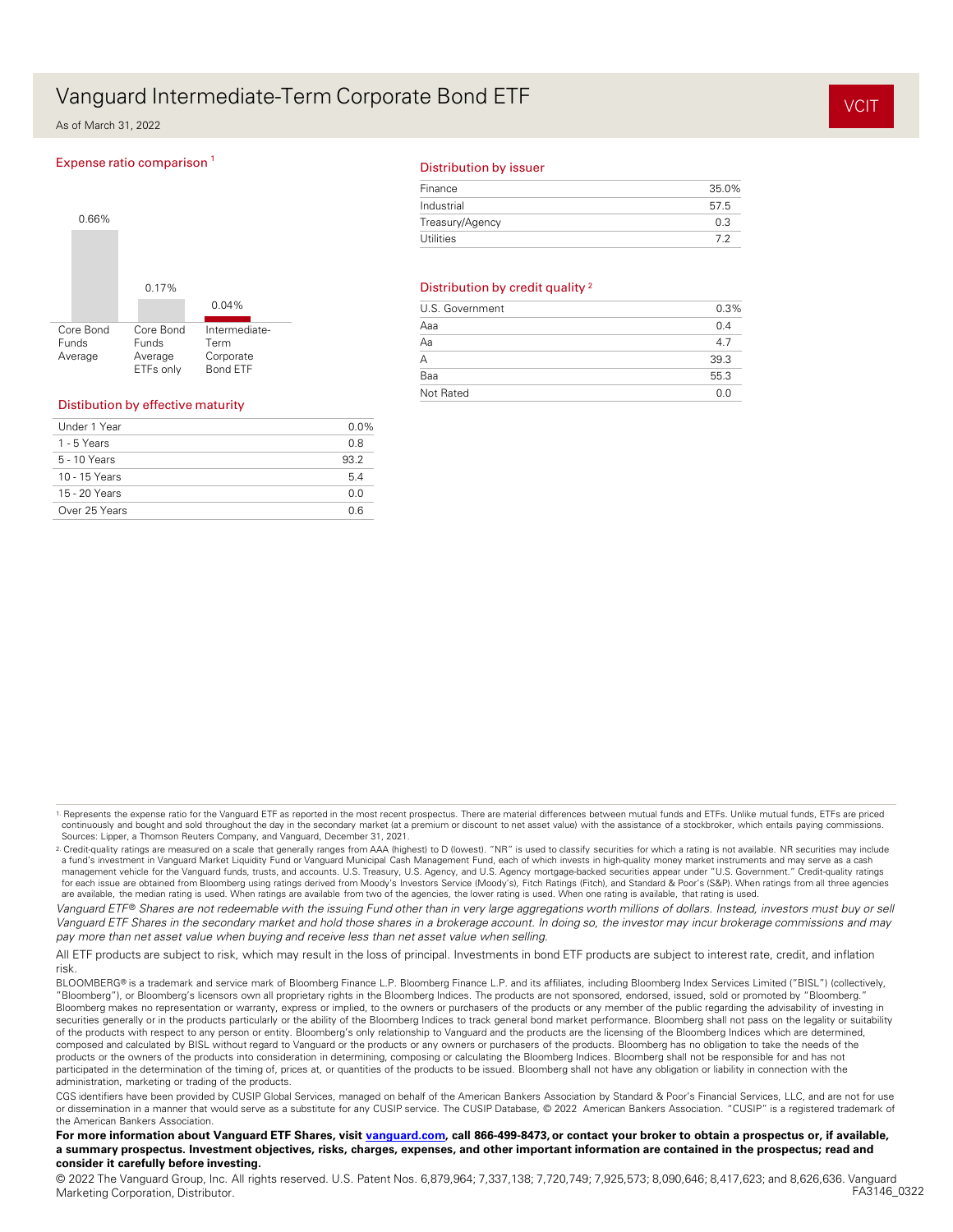# Vanguard Intermediate-Term Corporate Bond ETF

As of March 31, 2022

VCIT

## Expense ratio comparison[1]

0.66%
0.17%
0.04%

Core Bond Funds Average
Core Bond Funds Average ETFs only
Intermediate-Term Corporate Bond ETF

## Distibution by effective maturity

| | |
|---|---|
| Under 1 Year | 0.0% |
| 1 - 5 Years | 0.8 |
| 5 - 10 Years | 93.2 |
| 10 - 15 Years | 5.4 |
| 15 - 20 Years | 0.0 |
| Over 25 Years | 0.6 |

## Distribution by issuer

| | |
|---|---|
| Finance | 35.0% |
| Industrial | 57.5 |
| Treasury/Agency | 0.3 |
| Utilities | 7.2 |

## Distribution by credit quality[2]

| | |
|---|---|
| U.S. Government | 0.3% |
| Aaa | 0.4 |
| Aa | 4.7 |
| A | 39.3 |
| Baa | 55.3 |
| Not Rated | 0.0 |

1. Represents the expense ratio for the Vanguard ETF as reported in the most recent prospectus. There are material differences between mutual funds and ETFs. Unlike mutual funds, ETFs are priced continuously and bought and sold throughout the day in the secondary market (at a premium or discount to net asset value) with the assistance of a stockbroker, which entails paying commissions. Sources: Lipper, a Thomson Reuters Company, and Vanguard, December 31, 2021.

2. Credit-quality ratings are measured on a scale that generally ranges from AAA (highest) to D (lowest). "NR" is used to classify securities for which a rating is not available. NR securities may include a fund's investment in Vanguard Market Liquidity Fund or Vanguard Municipal Cash Management Fund, each of which invests in high-quality money market instruments and may serve as a cash management vehicle for the Vanguard funds, trusts, and accounts. U.S. Treasury, U.S. Agency, and U.S. Agency mortgage-backed securities appear under "U.S. Government." Credit-quality ratings for each issue are obtained from Bloomberg using ratings derived from Moody's Investors Service (Moody's), Fitch Ratings (Fitch), and Standard & Poor's (S&P). When ratings from all three agencies are available, the median rating is used. When ratings are available from two of the agencies, the lower rating is used. When one rating is available, that rating is used.

*Vanguard ETF® Shares are not redeemable with the issuing Fund other than in very large aggregations worth millions of dollars. Instead, investors must buy or sell Vanguard ETF Shares in the secondary market and hold those shares in a brokerage account. In doing so, the investor may incur brokerage commissions and may pay more than net asset value when buying and receive less than net asset value when selling.*

All ETF products are subject to risk, which may result in the loss of principal. Investments in bond ETF products are subject to interest rate, credit, and inflation risk.

BLOOMBERG® is a trademark and service mark of Bloomberg Finance L.P. Bloomberg Finance L.P. and its affiliates, including Bloomberg Index Services Limited ("BISL") (collectively, "Bloomberg"), or Bloomberg's licensors own all proprietary rights in the Bloomberg Indices. The products are not sponsored, endorsed, issued, sold or promoted by "Bloomberg." Bloomberg makes no representation or warranty, express or implied, to the owners or purchasers of the products or any member of the public regarding the advisability of investing in securities generally or in the products particularly or the ability of the Bloomberg Indices to track general bond market performance. Bloomberg shall not pass on the legality or suitability of the products with respect to any person or entity. Bloomberg's only relationship to Vanguard and the products are the licensing of the Bloomberg Indices which are determined, composed and calculated by BISL without regard to Vanguard or the products or any owners or purchasers of the products. Bloomberg has no obligation to take the needs of the products or the owners of the products into consideration in determining, composing or calculating the Bloomberg Indices. Bloomberg shall not be responsible for and has not participated in the determination of the timing of, prices at, or quantities of the products to be issued. Bloomberg shall not have any obligation or liability in connection with the administration, marketing or trading of the products.

CGS identifiers have been provided by CUSIP Global Services, managed on behalf of the American Bankers Association by Standard & Poor's Financial Services, LLC, and are not for use or dissemination in a manner that would serve as a substitute for any CUSIP service. The CUSIP Database, © 2022 American Bankers Association. "CUSIP" is a registered trademark of the American Bankers Association.

**For more information about Vanguard ETF Shares, visit vanguard.com, call 866-499-8473, or contact your broker to obtain a prospectus or, if available, a summary prospectus. Investment objectives, risks, charges, expenses, and other important information are contained in the prospectus; read and consider it carefully before investing.**

© 2022 The Vanguard Group, Inc. All rights reserved. U.S. Patent Nos. 6,879,964; 7,337,138; 7,720,749; 7,925,573; 8,090,646; 8,417,623; and 8,626,636. Vanguard Marketing Corporation, Distributor.

FA3146_0322